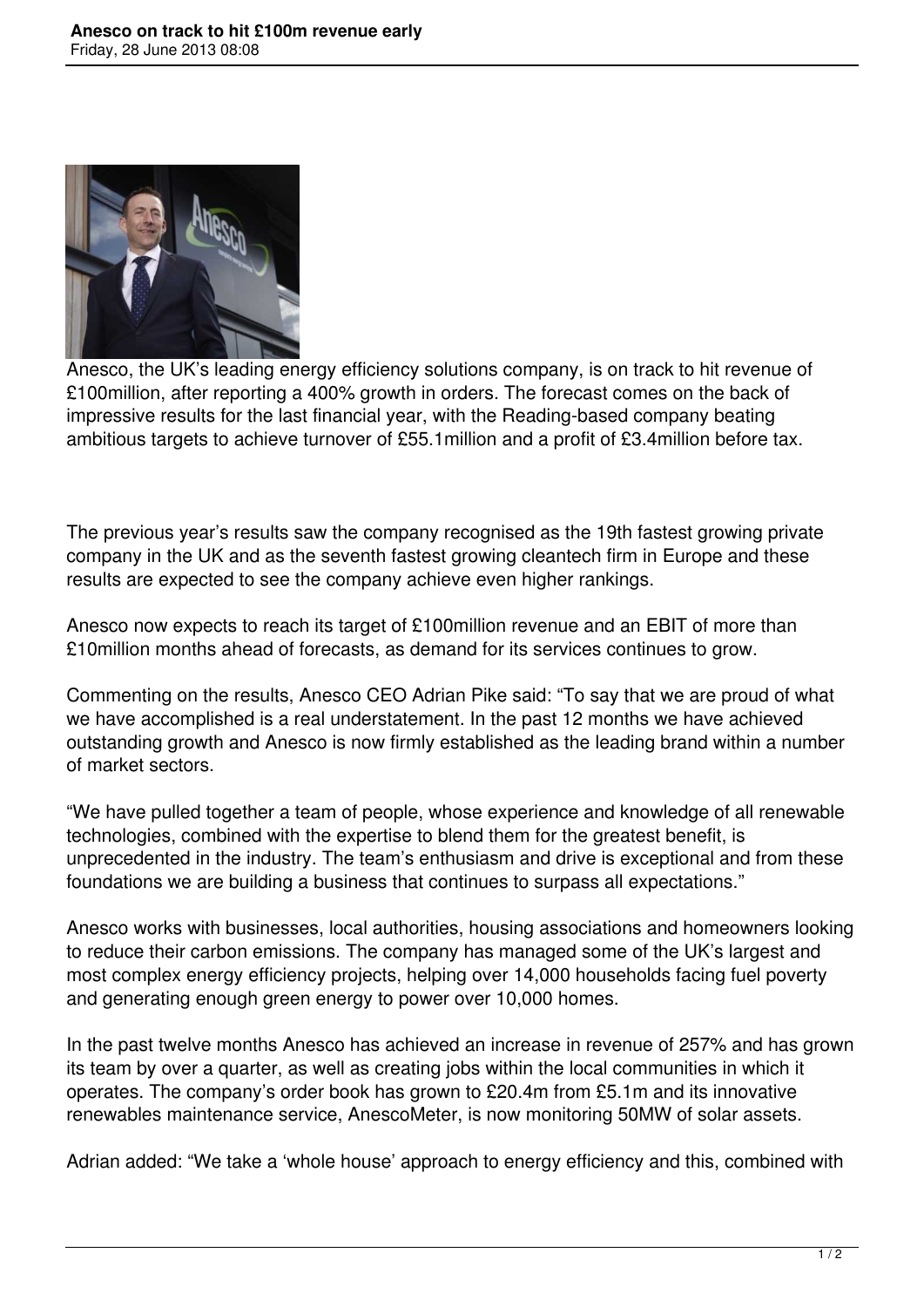# Anesco on track to hit £100m revenue early

Friday, 28 June 2013 08:08

Anesco, the UK's leading energy efficiency solutions company, is on track to hit revenue of £100million, after reporting a 400% growth in orders. The forecast comes on the back of impressive results for the last financial year, with the Reading-based company beating ambitious targets to achieve turnover of £55.1million and a profit of £3.4million before tax.

The previous year's results saw the company recognised as the 19th fastest growing private company in the UK and as the seventh fastest growing cleantech firm in Europe and these results are expected to see the company achieve even higher rankings.

Anesco now expects to reach its target of £100million revenue and an EBIT of more than £10million months ahead of forecasts, as demand for its services continues to grow.

Commenting on the results, Anesco CEO Adrian Pike said: "To say that we are proud of what we have accomplished is a real understatement. In the past 12 months we have achieved outstanding growth and Anesco is now firmly established as the leading brand within a number of market sectors.

"We have pulled together a team of people, whose experience and knowledge of all renewable technologies, combined with the expertise to blend them for the greatest benefit, is unprecedented in the industry. The team's enthusiasm and drive is exceptional and from these foundations we are building a business that continues to surpass all expectations."

Anesco works with businesses, local authorities, housing associations and homeowners looking to reduce their carbon emissions. The company has managed some of the UK's largest and most complex energy efficiency projects, helping over 14,000 households facing fuel poverty and generating enough green energy to power over 10,000 homes.

In the past twelve months Anesco has achieved an increase in revenue of 257% and has grown its team by over a quarter, as well as creating jobs within the local communities in which it operates. The company's order book has grown to £20.4m from £5.1m and its innovative renewables maintenance service, AnescoMeter, is now monitoring 50MW of solar assets.

Adrian added: "We take a 'whole house' approach to energy efficiency and this, combined with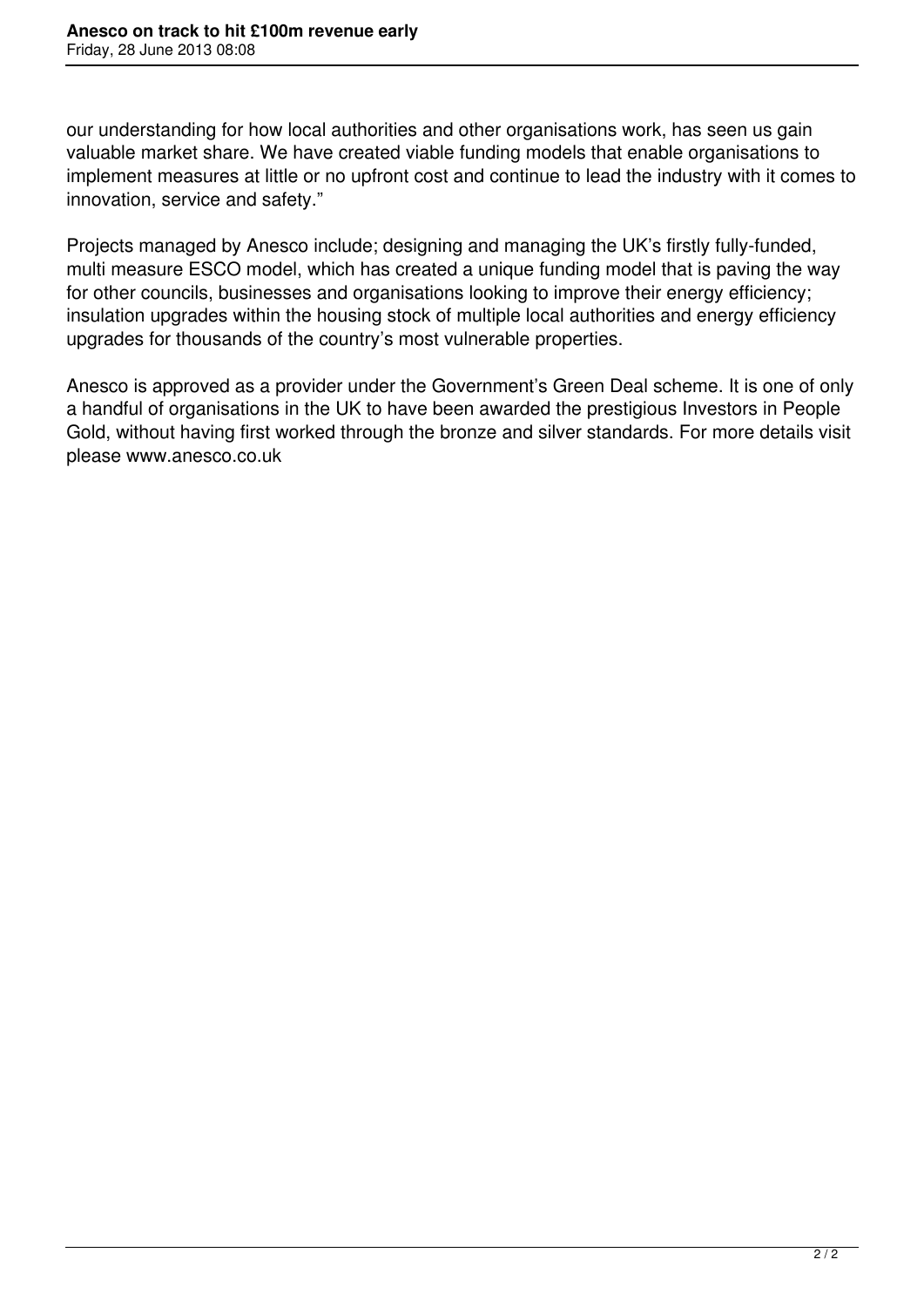our understanding for how local authorities and other organisations work, has seen us gain valuable market share. We have created viable funding models that enable organisations to implement measures at little or no upfront cost and continue to lead the industry with it comes to innovation, service and safety."

Projects managed by Anesco include; designing and managing the UK's firstly fully-funded, multi measure ESCO model, which has created a unique funding model that is paving the way for other councils, businesses and organisations looking to improve their energy efficiency; insulation upgrades within the housing stock of multiple local authorities and energy efficiency upgrades for thousands of the country's most vulnerable properties.

Anesco is approved as a provider under the Government's Green Deal scheme. It is one of only a handful of organisations in the UK to have been awarded the prestigious Investors in People Gold, without having first worked through the bronze and silver standards. For more details visit please www.anesco.co.uk